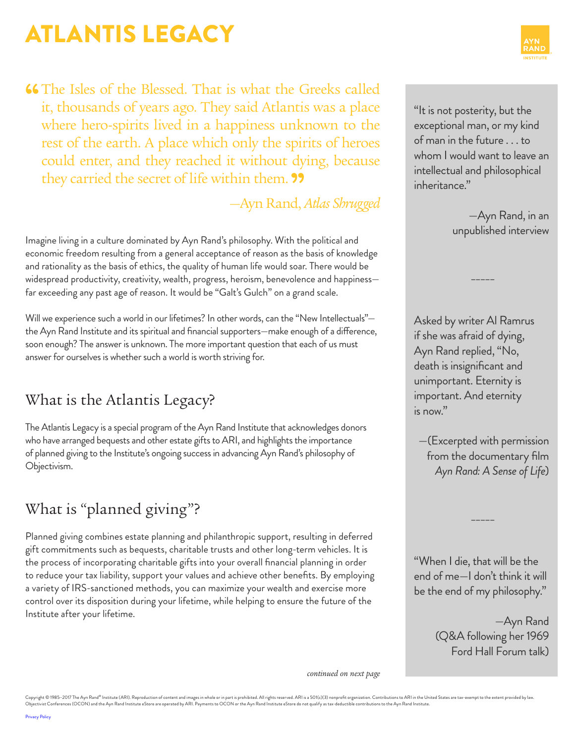# ATLANTIS LEGACY

> "The Isles of the Blessed. That is what the Greeks called it, thousands of years ago. They said Atlantis was a place where hero-spirits lived in a happiness unknown to the rest of the earth. A place which only the spirits of heroes could enter, and they reached it without dying, because they carried the secret of life within them."
>
> —Ayn Rand, *Atlas Shrugged*

Imagine living in a culture dominated by Ayn Rand's philosophy. With the political and economic freedom resulting from a general acceptance of reason as the basis of knowledge and rationality as the basis of ethics, the quality of human life would soar. There would be widespread productivity, creativity, wealth, progress, heroism, benevolence and happiness—far exceeding any past age of reason. It would be "Galt's Gulch" on a grand scale.

Will we experience such a world in our lifetimes? In other words, can the "New Intellectuals"—the Ayn Rand Institute and its spiritual and financial supporters—make enough of a difference, soon enough? The answer is unknown. The more important question that each of us must answer for ourselves is whether such a world is worth striving for.

## What is the Atlantis Legacy?

The Atlantis Legacy is a special program of the Ayn Rand Institute that acknowledges donors who have arranged bequests and other estate gifts to ARI, and highlights the importance of planned giving to the Institute's ongoing success in advancing Ayn Rand's philosophy of Objectivism.

## What is "planned giving"?

Planned giving combines estate planning and philanthropic support, resulting in deferred gift commitments such as bequests, charitable trusts and other long-term vehicles. It is the process of incorporating charitable gifts into your overall financial planning in order to reduce your tax liability, support your values and achieve other benefits. By employing a variety of IRS-sanctioned methods, you can maximize your wealth and exercise more control over its disposition during your lifetime, while helping to ensure the future of the Institute after your lifetime.

*continued on next page*

---

"It is not posterity, but the exceptional man, or my kind of man in the future . . . to whom I would want to leave an intellectual and philosophical inheritance."

—Ayn Rand, in an unpublished interview

-----

Asked by writer Al Ramrus if she was afraid of dying, Ayn Rand replied, "No, death is insignificant and unimportant. Eternity is important. And eternity is now."

—(Excerpted with permission from the documentary film *Ayn Rand: A Sense of Life*)

-----

"When I die, that will be the end of me—I don't think it will be the end of my philosophy."

—Ayn Rand (Q&A following her 1969 Ford Hall Forum talk)

---

Copyright © 1985–2017 The Ayn Rand® Institute (ARI). Reproduction of content and images in whole or in part is prohibited. All rights reserved. ARI is a 501(c)(3) nonprofit organization. Contributions to ARI in the United States are tax-exempt to the extent provided by law. Objectivist Conferences (OCON) and the Ayn Rand Institute eStore are operated by ARI. Payments to OCON or the Ayn Rand Institute eStore do not qualify as tax-deductible contributions to the Ayn Rand Institute.

Privacy Policy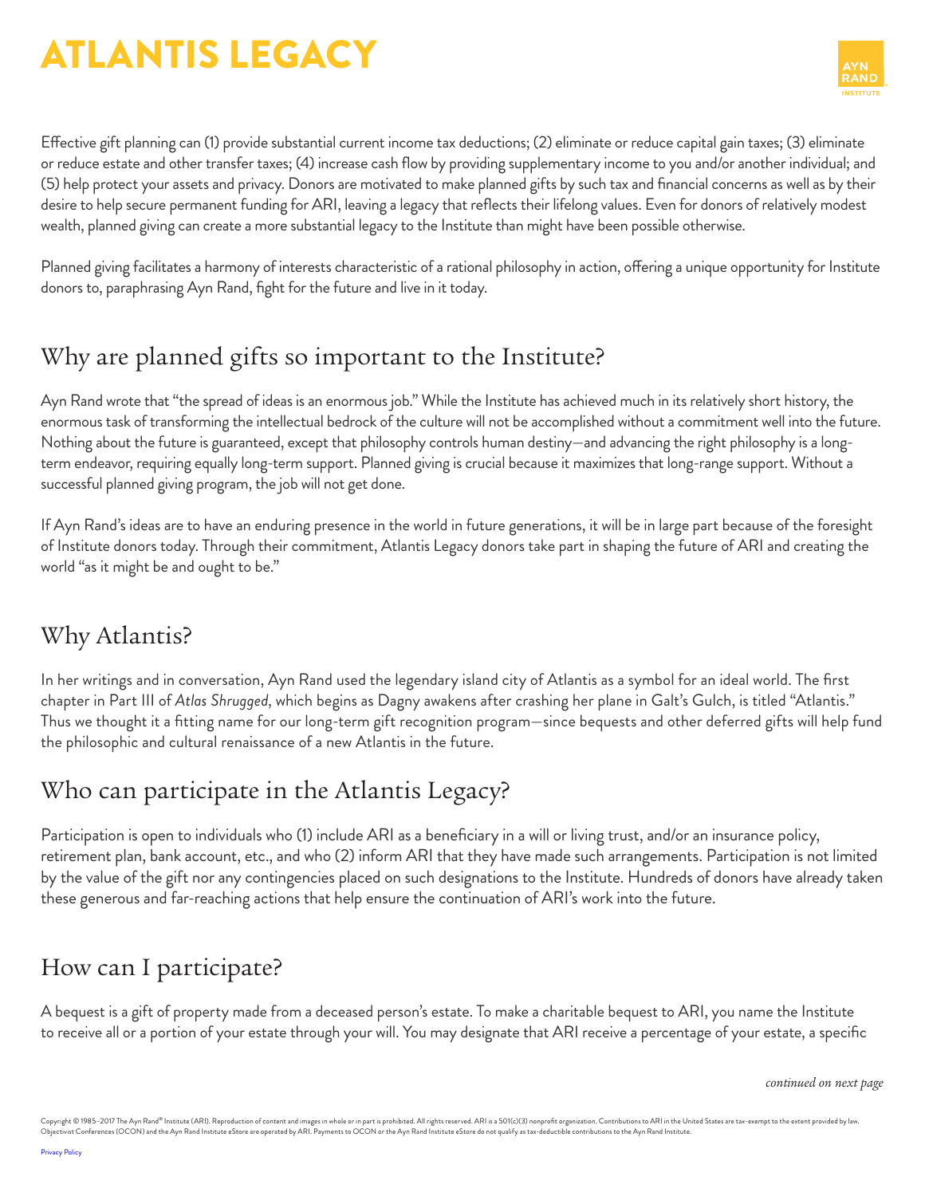# ATLANTIS LEGACY

Effective gift planning can (1) provide substantial current income tax deductions; (2) eliminate or reduce capital gain taxes; (3) eliminate or reduce estate and other transfer taxes; (4) increase cash flow by providing supplementary income to you and/or another individual; and (5) help protect your assets and privacy. Donors are motivated to make planned gifts by such tax and financial concerns as well as by their desire to help secure permanent funding for ARI, leaving a legacy that reflects their lifelong values. Even for donors of relatively modest wealth, planned giving can create a more substantial legacy to the Institute than might have been possible otherwise.

Planned giving facilitates a harmony of interests characteristic of a rational philosophy in action, offering a unique opportunity for Institute donors to, paraphrasing Ayn Rand, fight for the future and live in it today.

## Why are planned gifts so important to the Institute?

Ayn Rand wrote that "the spread of ideas is an enormous job." While the Institute has achieved much in its relatively short history, the enormous task of transforming the intellectual bedrock of the culture will not be accomplished without a commitment well into the future. Nothing about the future is guaranteed, except that philosophy controls human destiny—and advancing the right philosophy is a long-term endeavor, requiring equally long-term support. Planned giving is crucial because it maximizes that long-range support. Without a successful planned giving program, the job will not get done.

If Ayn Rand's ideas are to have an enduring presence in the world in future generations, it will be in large part because of the foresight of Institute donors today. Through their commitment, Atlantis Legacy donors take part in shaping the future of ARI and creating the world "as it might be and ought to be."

## Why Atlantis?

In her writings and in conversation, Ayn Rand used the legendary island city of Atlantis as a symbol for an ideal world. The first chapter in Part III of *Atlas Shrugged*, which begins as Dagny awakens after crashing her plane in Galt's Gulch, is titled "Atlantis." Thus we thought it a fitting name for our long-term gift recognition program—since bequests and other deferred gifts will help fund the philosophic and cultural renaissance of a new Atlantis in the future.

## Who can participate in the Atlantis Legacy?

Participation is open to individuals who (1) include ARI as a beneficiary in a will or living trust, and/or an insurance policy, retirement plan, bank account, etc., and who (2) inform ARI that they have made such arrangements. Participation is not limited by the value of the gift nor any contingencies placed on such designations to the Institute. Hundreds of donors have already taken these generous and far-reaching actions that help ensure the continuation of ARI's work into the future.

## How can I participate?

A bequest is a gift of property made from a deceased person's estate. To make a charitable bequest to ARI, you name the Institute to receive all or a portion of your estate through your will. You may designate that ARI receive a percentage of your estate, a specific

*continued on next page*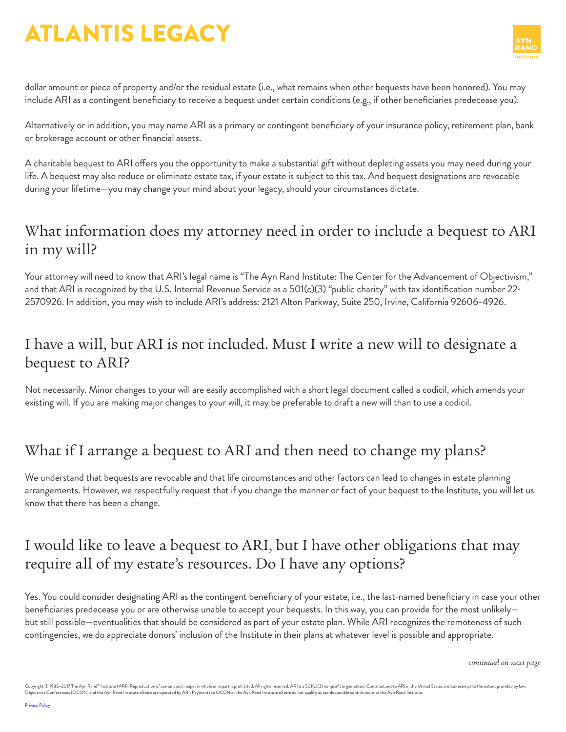dollar amount or piece of property and/or the residual estate (i.e., what remains when other bequests have been honored). You may include ARI as a contingent beneficiary to receive a bequest under certain conditions (e.g., if other beneficiaries predecease you).

Alternatively or in addition, you may name ARI as a primary or contingent beneficiary of your insurance policy, retirement plan, bank or brokerage account or other financial assets.

A charitable bequest to ARI offers you the opportunity to make a substantial gift without depleting assets you may need during your life. A bequest may also reduce or eliminate estate tax, if your estate is subject to this tax. And bequest designations are revocable during your lifetime—you may change your mind about your legacy, should your circumstances dictate.

## What information does my attorney need in order to include a bequest to ARI in my will?

Your attorney will need to know that ARI's legal name is "The Ayn Rand Institute: The Center for the Advancement of Objectivism," and that ARI is recognized by the U.S. Internal Revenue Service as a 501(c)(3) "public charity" with tax identification number 22-2570926. In addition, you may wish to include ARI's address: 2121 Alton Parkway, Suite 250, Irvine, California 92606-4926.

## I have a will, but ARI is not included. Must I write a new will to designate a bequest to ARI?

Not necessarily. Minor changes to your will are easily accomplished with a short legal document called a codicil, which amends your existing will. If you are making major changes to your will, it may be preferable to draft a new will than to use a codicil.

## What if I arrange a bequest to ARI and then need to change my plans?

We understand that bequests are revocable and that life circumstances and other factors can lead to changes in estate planning arrangements. However, we respectfully request that if you change the manner or fact of your bequest to the Institute, you will let us know that there has been a change.

## I would like to leave a bequest to ARI, but I have other obligations that may require all of my estate's resources. Do I have any options?

Yes. You could consider designating ARI as the contingent beneficiary of your estate, i.e., the last-named beneficiary in case your other beneficiaries predecease you or are otherwise unable to accept your bequests. In this way, you can provide for the most unlikely—but still possible—eventualities that should be considered as part of your estate plan. While ARI recognizes the remoteness of such contingencies, we do appreciate donors' inclusion of the Institute in their plans at whatever level is possible and appropriate.

*continued on next page*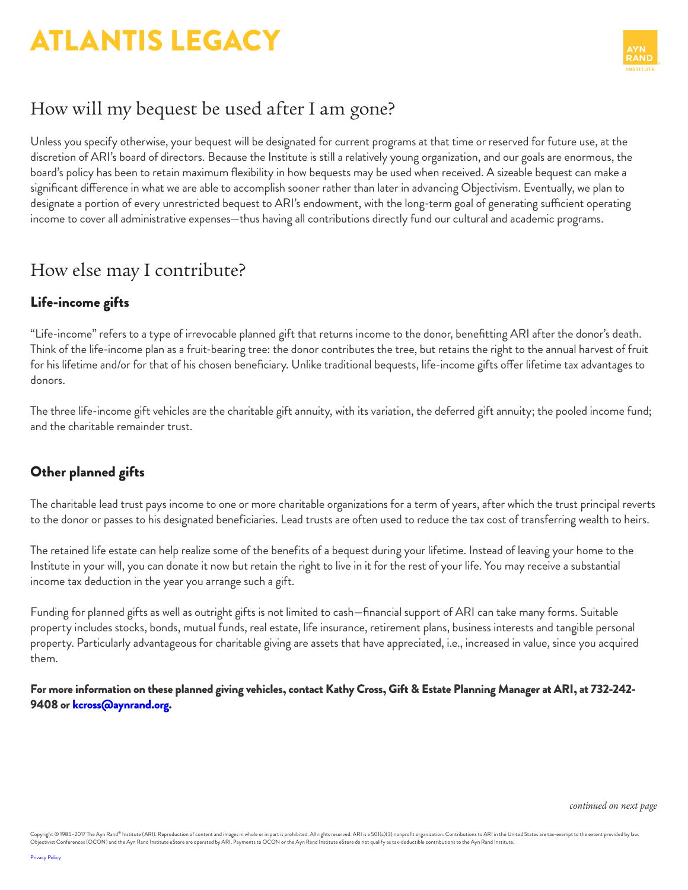# ATLANTIS LEGACY

## How will my bequest be used after I am gone?

Unless you specify otherwise, your bequest will be designated for current programs at that time or reserved for future use, at the discretion of ARI's board of directors. Because the Institute is still a relatively young organization, and our goals are enormous, the board's policy has been to retain maximum flexibility in how bequests may be used when received. A sizeable bequest can make a significant difference in what we are able to accomplish sooner rather than later in advancing Objectivism. Eventually, we plan to designate a portion of every unrestricted bequest to ARI's endowment, with the long-term goal of generating sufficient operating income to cover all administrative expenses—thus having all contributions directly fund our cultural and academic programs.

## How else may I contribute?

### Life-income gifts

"Life-income" refers to a type of irrevocable planned gift that returns income to the donor, benefitting ARI after the donor's death. Think of the life-income plan as a fruit-bearing tree: the donor contributes the tree, but retains the right to the annual harvest of fruit for his lifetime and/or for that of his chosen beneficiary. Unlike traditional bequests, life-income gifts offer lifetime tax advantages to donors.

The three life-income gift vehicles are the charitable gift annuity, with its variation, the deferred gift annuity; the pooled income fund; and the charitable remainder trust.

### Other planned gifts

The charitable lead trust pays income to one or more charitable organizations for a term of years, after which the trust principal reverts to the donor or passes to his designated beneficiaries. Lead trusts are often used to reduce the tax cost of transferring wealth to heirs.

The retained life estate can help realize some of the benefits of a bequest during your lifetime. Instead of leaving your home to the Institute in your will, you can donate it now but retain the right to live in it for the rest of your life. You may receive a substantial income tax deduction in the year you arrange such a gift.

Funding for planned gifts as well as outright gifts is not limited to cash—financial support of ARI can take many forms. Suitable property includes stocks, bonds, mutual funds, real estate, life insurance, retirement plans, business interests and tangible personal property. Particularly advantageous for charitable giving are assets that have appreciated, i.e., increased in value, since you acquired them.

**For more information on these planned giving vehicles, contact Kathy Cross, Gift & Estate Planning Manager at ARI, at 732-242-9408 or kcross@aynrand.org.**

*continued on next page*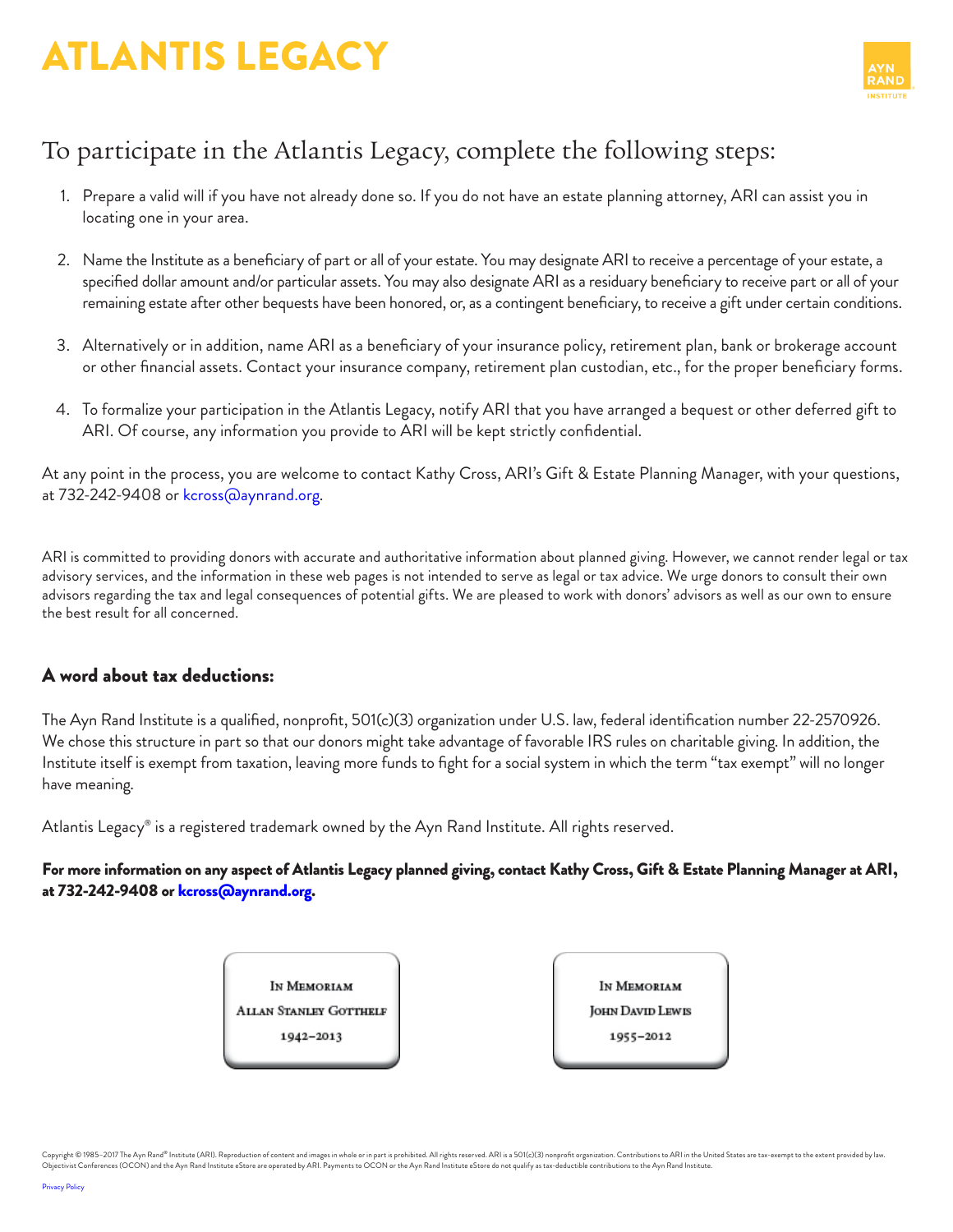# ATLANTIS LEGACY

## To participate in the Atlantis Legacy, complete the following steps:

1. Prepare a valid will if you have not already done so. If you do not have an estate planning attorney, ARI can assist you in locating one in your area.

2. Name the Institute as a beneficiary of part or all of your estate. You may designate ARI to receive a percentage of your estate, a specified dollar amount and/or particular assets. You may also designate ARI as a residuary beneficiary to receive part or all of your remaining estate after other bequests have been honored, or, as a contingent beneficiary, to receive a gift under certain conditions.

3. Alternatively or in addition, name ARI as a beneficiary of your insurance policy, retirement plan, bank or brokerage account or other financial assets. Contact your insurance company, retirement plan custodian, etc., for the proper beneficiary forms.

4. To formalize your participation in the Atlantis Legacy, notify ARI that you have arranged a bequest or other deferred gift to ARI. Of course, any information you provide to ARI will be kept strictly confidential.

At any point in the process, you are welcome to contact Kathy Cross, ARI's Gift & Estate Planning Manager, with your questions, at 732-242-9408 or kcross@aynrand.org.

ARI is committed to providing donors with accurate and authoritative information about planned giving. However, we cannot render legal or tax advisory services, and the information in these web pages is not intended to serve as legal or tax advice. We urge donors to consult their own advisors regarding the tax and legal consequences of potential gifts. We are pleased to work with donors' advisors as well as our own to ensure the best result for all concerned.

### A word about tax deductions:

The Ayn Rand Institute is a qualified, nonprofit, 501(c)(3) organization under U.S. law, federal identification number 22-2570926. We chose this structure in part so that our donors might take advantage of favorable IRS rules on charitable giving. In addition, the Institute itself is exempt from taxation, leaving more funds to fight for a social system in which the term "tax exempt" will no longer have meaning.

Atlantis Legacy® is a registered trademark owned by the Ayn Rand Institute. All rights reserved.

**For more information on any aspect of Atlantis Legacy planned giving, contact Kathy Cross, Gift & Estate Planning Manager at ARI, at 732-242-9408 or kcross@aynrand.org.**

In Memoriam
Allan Stanley Gotthelf
1942–2013

In Memoriam
John David Lewis
1955–2012

Copyright © 1985–2017 The Ayn Rand® Institute (ARI). Reproduction of content and images in whole or in part is prohibited. All rights reserved. ARI is a 501(c)(3) nonprofit organization. Contributions to ARI in the United States are tax-exempt to the extent provided by law. Objectivist Conferences (OCON) and the Ayn Rand Institute eStore are operated by ARI. Payments to OCON or the Ayn Rand Institute eStore do not qualify as tax-deductible contributions to the Ayn Rand Institute.

Privacy Policy